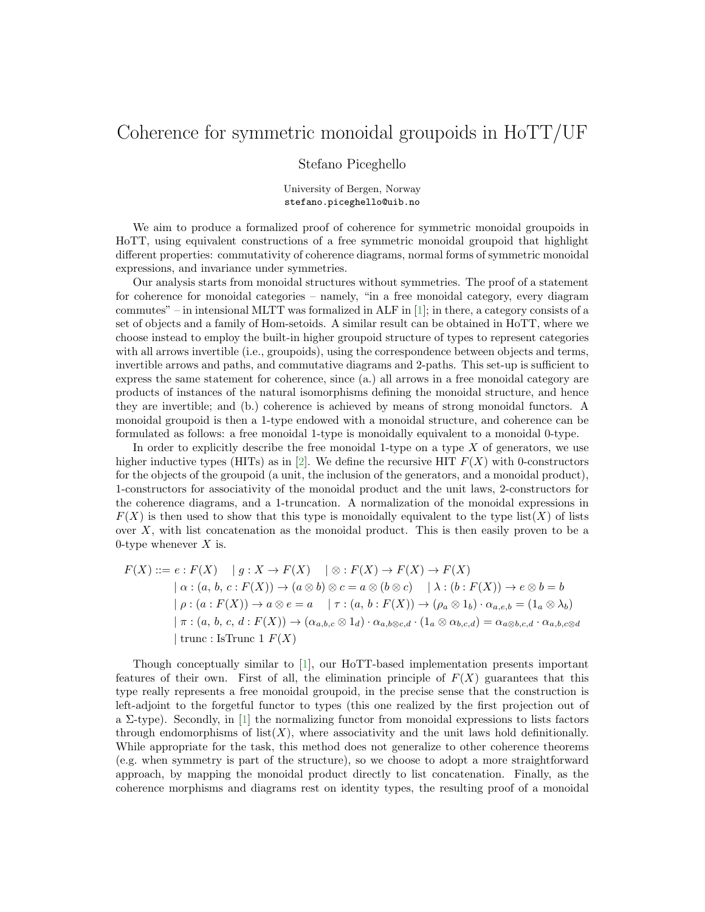# Coherence for symmetric monoidal groupoids in HoTT/UF

Stefano Piceghello

University of Bergen, Norway
stefano.piceghello@uib.no

We aim to produce a formalized proof of coherence for symmetric monoidal groupoids in HoTT, using equivalent constructions of a free symmetric monoidal groupoid that highlight different properties: commutativity of coherence diagrams, normal forms of symmetric monoidal expressions, and invariance under symmetries.

Our analysis starts from monoidal structures without symmetries. The proof of a statement for coherence for monoidal categories – namely, "in a free monoidal category, every diagram commutes" – in intensional MLTT was formalized in ALF in [1]; in there, a category consists of a set of objects and a family of Hom-setoids. A similar result can be obtained in HoTT, where we choose instead to employ the built-in higher groupoid structure of types to represent categories with all arrows invertible (i.e., groupoids), using the correspondence between objects and terms, invertible arrows and paths, and commutative diagrams and 2-paths. This set-up is sufficient to express the same statement for coherence, since (a.) all arrows in a free monoidal category are products of instances of the natural isomorphisms defining the monoidal structure, and hence they are invertible; and (b.) coherence is achieved by means of strong monoidal functors. A monoidal groupoid is then a 1-type endowed with a monoidal structure, and coherence can be formulated as follows: a free monoidal 1-type is monoidally equivalent to a monoidal 0-type.

In order to explicitly describe the free monoidal 1-type on a type $X$ of generators, we use higher inductive types (HITs) as in [2]. We define the recursive HIT $F(X)$ with 0-constructors for the objects of the groupoid (a unit, the inclusion of the generators, and a monoidal product), 1-constructors for associativity of the monoidal product and the unit laws, 2-constructors for the coherence diagrams, and a 1-truncation. A normalization of the monoidal expressions in $F(X)$ is then used to show that this type is monoidally equivalent to the type $\mathrm{list}(X)$ of lists over $X$, with list concatenation as the monoidal product. This is then easily proven to be a 0-type whenever $X$ is.

$$
\begin{aligned}
F(X) ::= \; & e : F(X) \quad \mid g : X \to F(X) \quad \mid \otimes : F(X) \to F(X) \to F(X) \\
& \mid \alpha : (a,\, b,\, c : F(X)) \to (a \otimes b) \otimes c = a \otimes (b \otimes c) \quad \mid \lambda : (b : F(X)) \to e \otimes b = b \\
& \mid \rho : (a : F(X)) \to a \otimes e = a \quad \mid \tau : (a,\, b : F(X)) \to (\rho_a \otimes 1_b) \cdot \alpha_{a,e,b} = (1_a \otimes \lambda_b) \\
& \mid \pi : (a,\, b,\, c,\, d : F(X)) \to (\alpha_{a,b,c} \otimes 1_d) \cdot \alpha_{a,b\otimes c,d} \cdot (1_a \otimes \alpha_{b,c,d}) = \alpha_{a\otimes b,c,d} \cdot \alpha_{a,b,c\otimes d} \\
& \mid \mathrm{trunc} : \mathrm{IsTrunc}\ 1\ F(X)
\end{aligned}
$$

Though conceptually similar to [1], our HoTT-based implementation presents important features of their own. First of all, the elimination principle of $F(X)$ guarantees that this type really represents a free monoidal groupoid, in the precise sense that the construction is left-adjoint to the forgetful functor to types (this one realized by the first projection out of a $\Sigma$-type). Secondly, in [1] the normalizing functor from monoidal expressions to lists factors through endomorphisms of $\mathrm{list}(X)$, where associativity and the unit laws hold definitionally. While appropriate for the task, this method does not generalize to other coherence theorems (e.g. when symmetry is part of the structure), so we choose to adopt a more straightforward approach, by mapping the monoidal product directly to list concatenation. Finally, as the coherence morphisms and diagrams rest on identity types, the resulting proof of a monoidal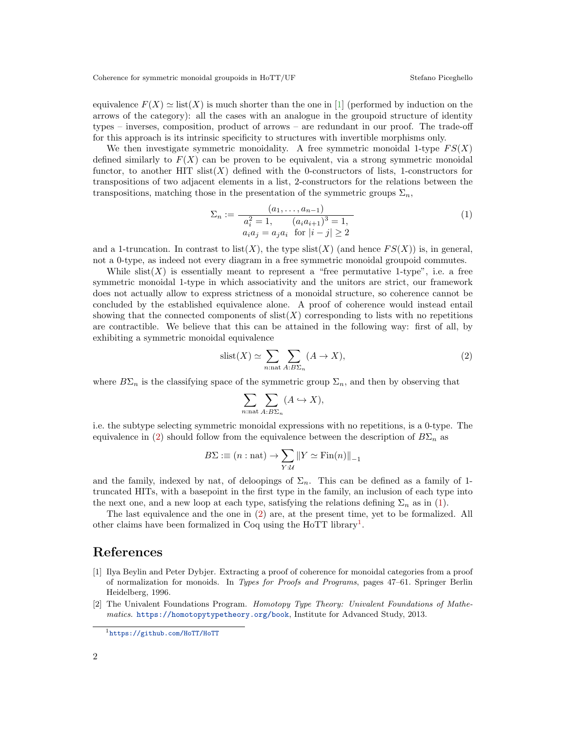equivalence $F(X) \simeq \text{list}(X)$ is much shorter than the one in [1] (performed by induction on the arrows of the category): all the cases with an analogue in the groupoid structure of identity types – inverses, composition, product of arrows – are redundant in our proof. The trade-off for this approach is its intrinsic specificity to structures with invertible morphisms only.

We then investigate symmetric monoidality. A free symmetric monoidal 1-type $FS(X)$ defined similarly to $F(X)$ can be proven to be equivalent, via a strong symmetric monoidal functor, to another HIT $\text{slist}(X)$ defined with the 0-constructors of lists, 1-constructors for transpositions of two adjacent elements in a list, 2-constructors for the relations between the transpositions, matching those in the presentation of the symmetric groups $\Sigma_n$,

$$\Sigma_n := \frac{(a_1, \ldots, a_{n-1})}{\begin{array}{c} a_i^2 = 1, \qquad (a_i a_{i+1})^3 = 1, \\ a_i a_j = a_j a_i \ \text{ for } |i-j| \geq 2 \end{array}} \tag{1}$$

and a 1-truncation. In contrast to $\text{list}(X)$, the type $\text{slist}(X)$ (and hence $FS(X)$) is, in general, not a 0-type, as indeed not every diagram in a free symmetric monoidal groupoid commutes.

While $\text{slist}(X)$ is essentially meant to represent a “free permutative 1-type”, i.e. a free symmetric monoidal 1-type in which associativity and the unitors are strict, our framework does not actually allow to express strictness of a monoidal structure, so coherence cannot be concluded by the established equivalence alone. A proof of coherence would instead entail showing that the connected components of $\text{slist}(X)$ corresponding to lists with no repetitions are contractible. We believe that this can be attained in the following way: first of all, by exhibiting a symmetric monoidal equivalence

$$\text{slist}(X) \simeq \sum_{n:\text{nat}} \sum_{A:B\Sigma_n} (A \to X), \tag{2}$$

where $B\Sigma_n$ is the classifying space of the symmetric group $\Sigma_n$, and then by observing that

$$\sum_{n:\text{nat}} \sum_{A:B\Sigma_n} (A \hookrightarrow X),$$

i.e. the subtype selecting symmetric monoidal expressions with no repetitions, is a 0-type. The equivalence in (2) should follow from the equivalence between the description of $B\Sigma_n$ as

$$B\Sigma :\equiv (n : \text{nat}) \to \sum_{Y:\mathcal{U}} \|Y \simeq \text{Fin}(n)\|_{-1}$$

and the family, indexed by nat, of deloopings of $\Sigma_n$. This can be defined as a family of 1-truncated HITs, with a basepoint in the first type in the family, an inclusion of each type into the next one, and a new loop at each type, satisfying the relations defining $\Sigma_n$ as in (1).

The last equivalence and the one in (2) are, at the present time, yet to be formalized. All other claims have been formalized in Coq using the HoTT library[1].

## References

[1] Ilya Beylin and Peter Dybjer. Extracting a proof of coherence for monoidal categories from a proof of normalization for monoids. In *Types for Proofs and Programs*, pages 47–61. Springer Berlin Heidelberg, 1996.

[2] The Univalent Foundations Program. *Homotopy Type Theory: Univalent Foundations of Mathematics*. https://homotopytypetheory.org/book, Institute for Advanced Study, 2013.

[1] https://github.com/HoTT/HoTT